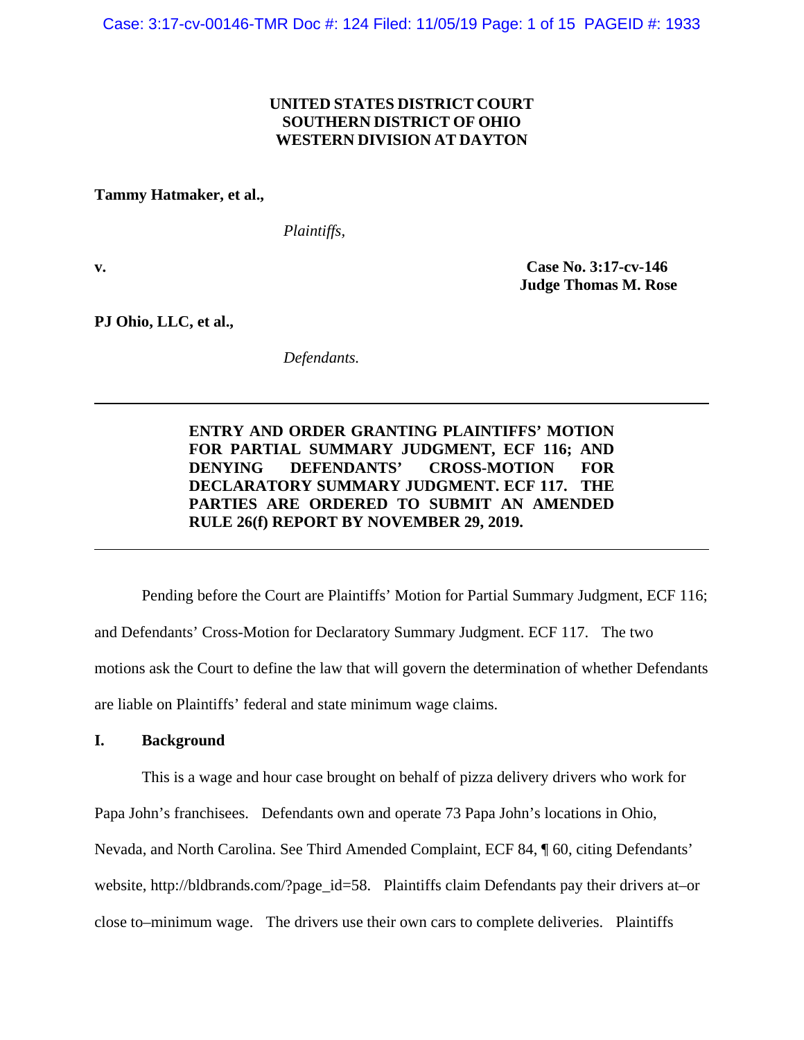**UNITED STATES DISTRICT COURT**
**SOUTHERN DISTRICT OF OHIO**
**WESTERN DIVISION AT DAYTON**

**Tammy Hatmaker, et al.,**

*Plaintiffs,*

**v.** **Case No. 3:17-cv-146**
**Judge Thomas M. Rose**

**PJ Ohio, LLC, et al.,**

*Defendants.*

---

**ENTRY AND ORDER GRANTING PLAINTIFFS' MOTION FOR PARTIAL SUMMARY JUDGMENT, ECF 116; AND DENYING DEFENDANTS' CROSS-MOTION FOR DECLARATORY SUMMARY JUDGMENT. ECF 117. THE PARTIES ARE ORDERED TO SUBMIT AN AMENDED RULE 26(f) REPORT BY NOVEMBER 29, 2019.**

---

Pending before the Court are Plaintiffs' Motion for Partial Summary Judgment, ECF 116; and Defendants' Cross-Motion for Declaratory Summary Judgment. ECF 117. The two motions ask the Court to define the law that will govern the determination of whether Defendants are liable on Plaintiffs' federal and state minimum wage claims.

## I. Background

This is a wage and hour case brought on behalf of pizza delivery drivers who work for Papa John's franchisees. Defendants own and operate 73 Papa John's locations in Ohio, Nevada, and North Carolina. See Third Amended Complaint, ECF 84, ¶ 60, citing Defendants' website, http://bldbrands.com/?page_id=58. Plaintiffs claim Defendants pay their drivers at–or close to–minimum wage. The drivers use their own cars to complete deliveries. Plaintiffs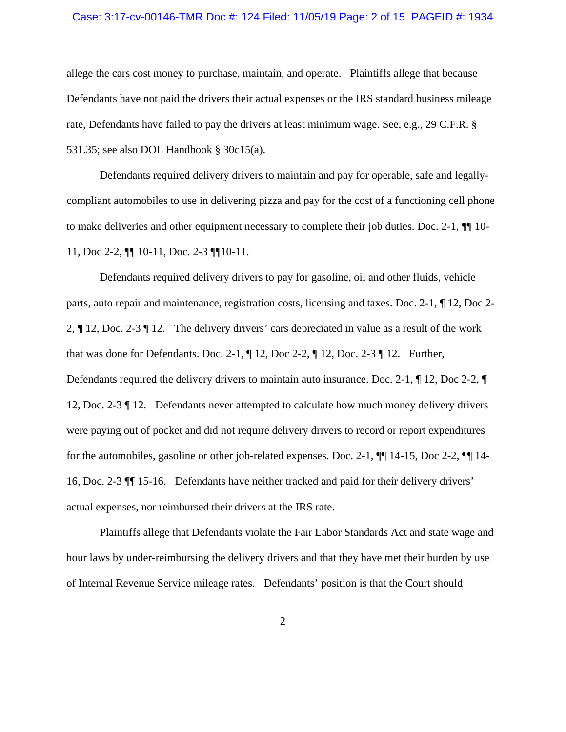allege the cars cost money to purchase, maintain, and operate. Plaintiffs allege that because Defendants have not paid the drivers their actual expenses or the IRS standard business mileage rate, Defendants have failed to pay the drivers at least minimum wage. See, e.g., 29 C.F.R. § 531.35; see also DOL Handbook § 30c15(a).

Defendants required delivery drivers to maintain and pay for operable, safe and legally-compliant automobiles to use in delivering pizza and pay for the cost of a functioning cell phone to make deliveries and other equipment necessary to complete their job duties. Doc. 2-1, ¶¶ 10-11, Doc 2-2, ¶¶ 10-11, Doc. 2-3 ¶¶10-11.

Defendants required delivery drivers to pay for gasoline, oil and other fluids, vehicle parts, auto repair and maintenance, registration costs, licensing and taxes. Doc. 2-1, ¶ 12, Doc 2-2, ¶ 12, Doc. 2-3 ¶ 12. The delivery drivers' cars depreciated in value as a result of the work that was done for Defendants. Doc. 2-1, ¶ 12, Doc 2-2, ¶ 12, Doc. 2-3 ¶ 12. Further, Defendants required the delivery drivers to maintain auto insurance. Doc. 2-1, ¶ 12, Doc 2-2, ¶ 12, Doc. 2-3 ¶ 12. Defendants never attempted to calculate how much money delivery drivers were paying out of pocket and did not require delivery drivers to record or report expenditures for the automobiles, gasoline or other job-related expenses. Doc. 2-1, ¶¶ 14-15, Doc 2-2, ¶¶ 14-16, Doc. 2-3 ¶¶ 15-16. Defendants have neither tracked and paid for their delivery drivers' actual expenses, nor reimbursed their drivers at the IRS rate.

Plaintiffs allege that Defendants violate the Fair Labor Standards Act and state wage and hour laws by under-reimbursing the delivery drivers and that they have met their burden by use of Internal Revenue Service mileage rates. Defendants' position is that the Court should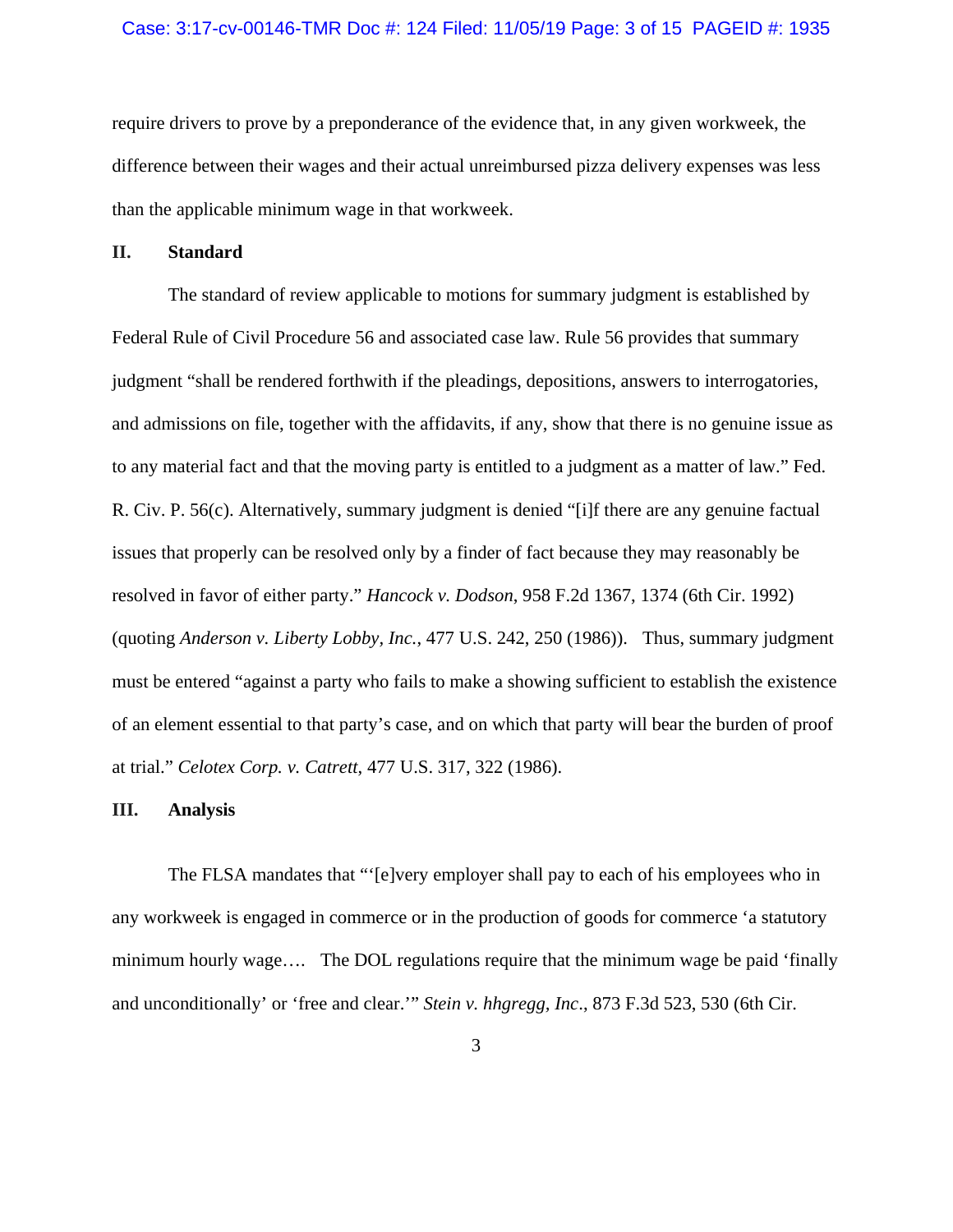require drivers to prove by a preponderance of the evidence that, in any given workweek, the difference between their wages and their actual unreimbursed pizza delivery expenses was less than the applicable minimum wage in that workweek.

## II. Standard

The standard of review applicable to motions for summary judgment is established by Federal Rule of Civil Procedure 56 and associated case law. Rule 56 provides that summary judgment "shall be rendered forthwith if the pleadings, depositions, answers to interrogatories, and admissions on file, together with the affidavits, if any, show that there is no genuine issue as to any material fact and that the moving party is entitled to a judgment as a matter of law." Fed. R. Civ. P. 56(c). Alternatively, summary judgment is denied "[i]f there are any genuine factual issues that properly can be resolved only by a finder of fact because they may reasonably be resolved in favor of either party." *Hancock v. Dodson*, 958 F.2d 1367, 1374 (6th Cir. 1992) (quoting *Anderson v. Liberty Lobby, Inc.*, 477 U.S. 242, 250 (1986)). Thus, summary judgment must be entered "against a party who fails to make a showing sufficient to establish the existence of an element essential to that party's case, and on which that party will bear the burden of proof at trial." *Celotex Corp. v. Catrett*, 477 U.S. 317, 322 (1986).

## III. Analysis

The FLSA mandates that "'[e]very employer shall pay to each of his employees who in any workweek is engaged in commerce or in the production of goods for commerce 'a statutory minimum hourly wage…. The DOL regulations require that the minimum wage be paid 'finally and unconditionally' or 'free and clear.'" *Stein v. hhgregg, Inc*., 873 F.3d 523, 530 (6th Cir.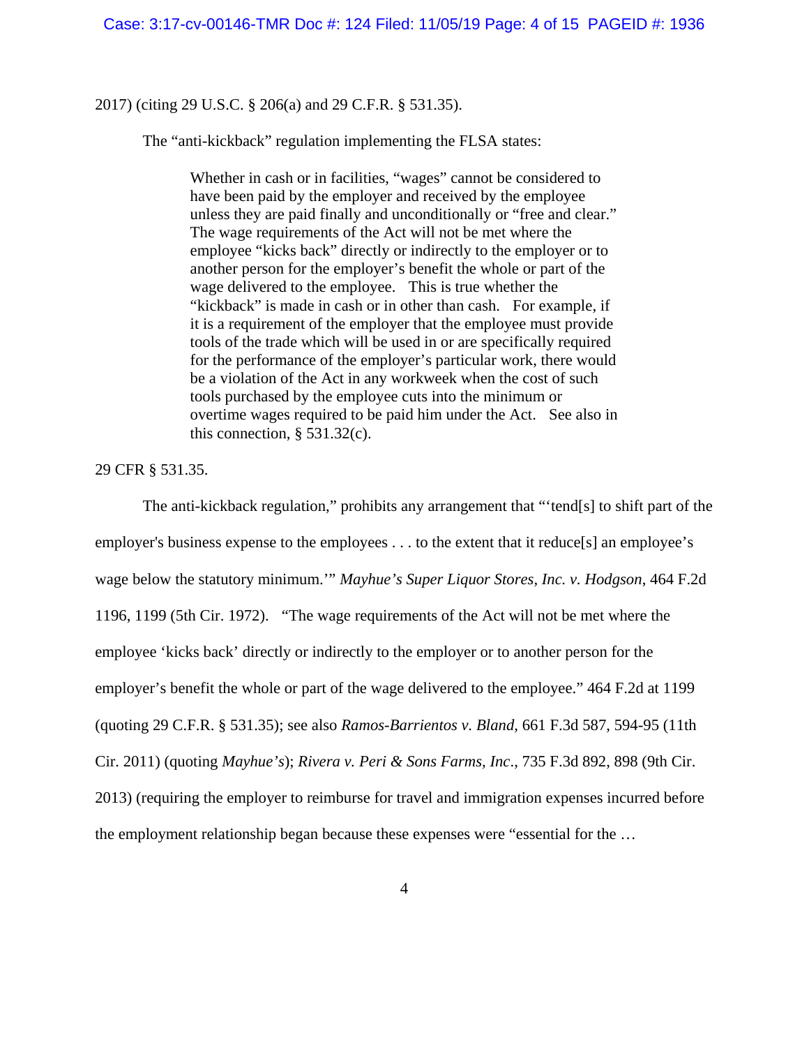2017) (citing 29 U.S.C. § 206(a) and 29 C.F.R. § 531.35).

The "anti-kickback" regulation implementing the FLSA states:

> Whether in cash or in facilities, "wages" cannot be considered to have been paid by the employer and received by the employee unless they are paid finally and unconditionally or "free and clear." The wage requirements of the Act will not be met where the employee "kicks back" directly or indirectly to the employer or to another person for the employer's benefit the whole or part of the wage delivered to the employee. This is true whether the "kickback" is made in cash or in other than cash. For example, if it is a requirement of the employer that the employee must provide tools of the trade which will be used in or are specifically required for the performance of the employer's particular work, there would be a violation of the Act in any workweek when the cost of such tools purchased by the employee cuts into the minimum or overtime wages required to be paid him under the Act. See also in this connection, § 531.32(c).

29 CFR § 531.35.

The anti-kickback regulation," prohibits any arrangement that "'tend[s] to shift part of the employer's business expense to the employees . . . to the extent that it reduce[s] an employee's wage below the statutory minimum.'" *Mayhue's Super Liquor Stores, Inc. v. Hodgson*, 464 F.2d 1196, 1199 (5th Cir. 1972). "The wage requirements of the Act will not be met where the employee 'kicks back' directly or indirectly to the employer or to another person for the employer's benefit the whole or part of the wage delivered to the employee." 464 F.2d at 1199 (quoting 29 C.F.R. § 531.35); see also *Ramos-Barrientos v. Bland*, 661 F.3d 587, 594-95 (11th Cir. 2011) (quoting *Mayhue's*); *Rivera v. Peri & Sons Farms, Inc.*, 735 F.3d 892, 898 (9th Cir. 2013) (requiring the employer to reimburse for travel and immigration expenses incurred before the employment relationship began because these expenses were "essential for the …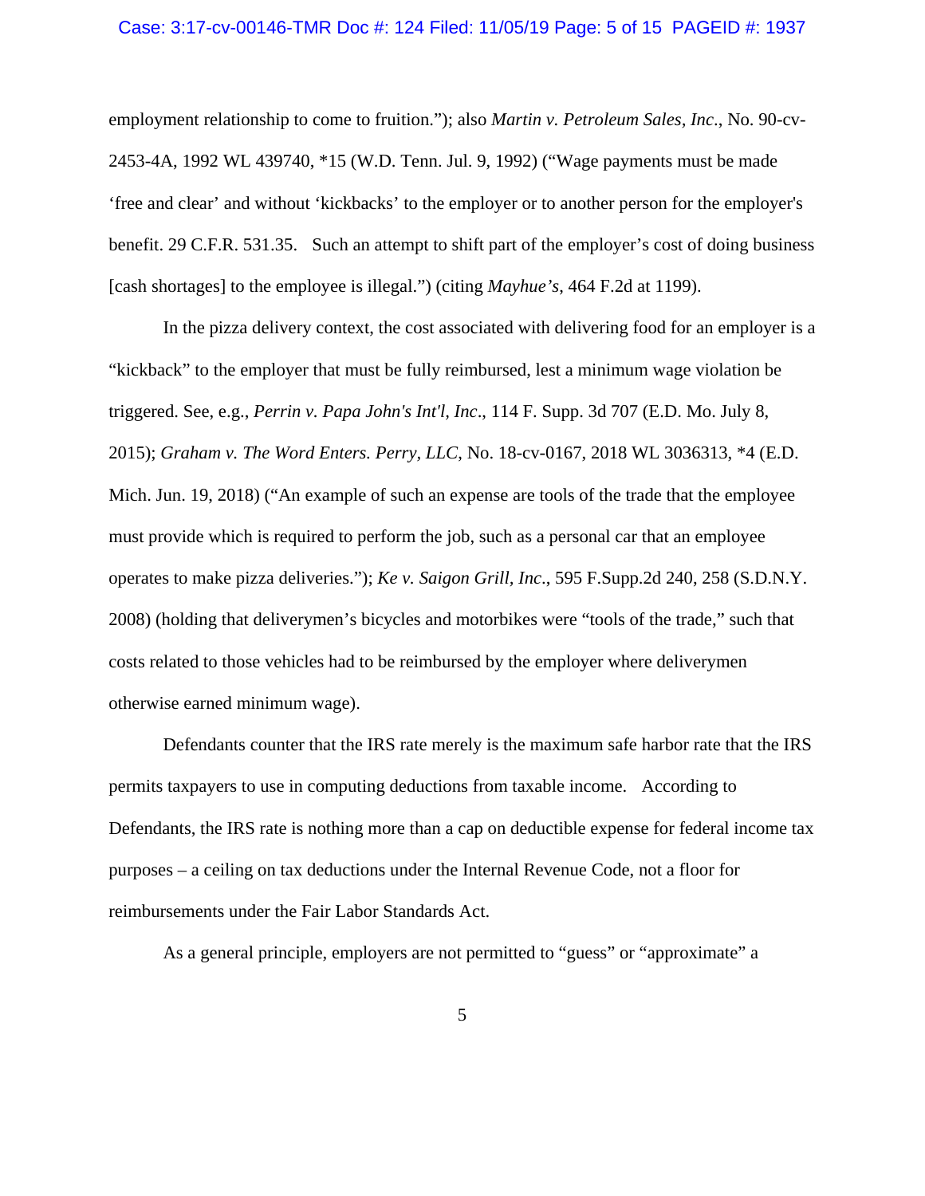employment relationship to come to fruition."); also *Martin v. Petroleum Sales, Inc.*, No. 90-cv-2453-4A, 1992 WL 439740, *15 (W.D. Tenn. Jul. 9, 1992) ("Wage payments must be made 'free and clear' and without 'kickbacks' to the employer or to another person for the employer's benefit. 29 C.F.R. 531.35. Such an attempt to shift part of the employer's cost of doing business [cash shortages] to the employee is illegal.") (citing *Mayhue's*, 464 F.2d at 1199).

In the pizza delivery context, the cost associated with delivering food for an employer is a "kickback" to the employer that must be fully reimbursed, lest a minimum wage violation be triggered. See, e.g., *Perrin v. Papa John's Int'l, Inc*., 114 F. Supp. 3d 707 (E.D. Mo. July 8, 2015); *Graham v. The Word Enters. Perry, LLC*, No. 18-cv-0167, 2018 WL 3036313, *4 (E.D. Mich. Jun. 19, 2018) ("An example of such an expense are tools of the trade that the employee must provide which is required to perform the job, such as a personal car that an employee operates to make pizza deliveries."); *Ke v. Saigon Grill, Inc*., 595 F.Supp.2d 240, 258 (S.D.N.Y. 2008) (holding that deliverymen's bicycles and motorbikes were "tools of the trade," such that costs related to those vehicles had to be reimbursed by the employer where deliverymen otherwise earned minimum wage).

Defendants counter that the IRS rate merely is the maximum safe harbor rate that the IRS permits taxpayers to use in computing deductions from taxable income. According to Defendants, the IRS rate is nothing more than a cap on deductible expense for federal income tax purposes – a ceiling on tax deductions under the Internal Revenue Code, not a floor for reimbursements under the Fair Labor Standards Act.

As a general principle, employers are not permitted to "guess" or "approximate" a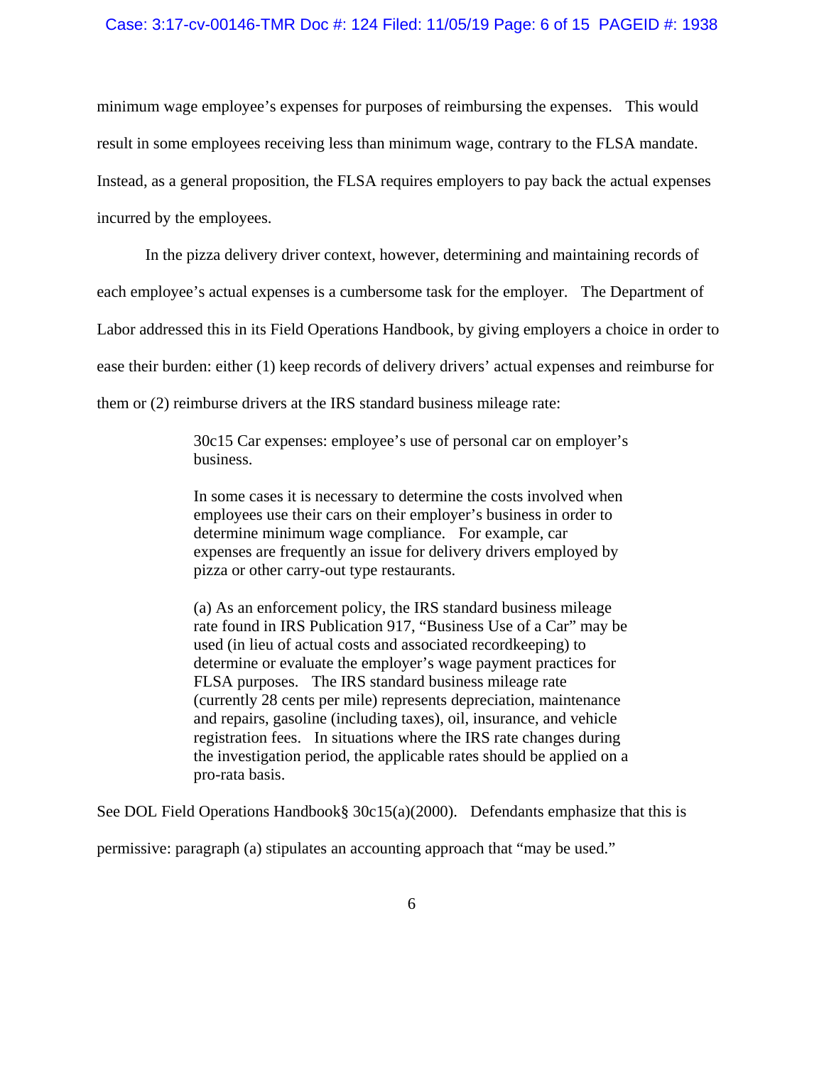minimum wage employee's expenses for purposes of reimbursing the expenses. This would result in some employees receiving less than minimum wage, contrary to the FLSA mandate. Instead, as a general proposition, the FLSA requires employers to pay back the actual expenses incurred by the employees.

In the pizza delivery driver context, however, determining and maintaining records of each employee's actual expenses is a cumbersome task for the employer. The Department of Labor addressed this in its Field Operations Handbook, by giving employers a choice in order to ease their burden: either (1) keep records of delivery drivers' actual expenses and reimburse for them or (2) reimburse drivers at the IRS standard business mileage rate:

> 30c15 Car expenses: employee's use of personal car on employer's business.
>
> In some cases it is necessary to determine the costs involved when employees use their cars on their employer's business in order to determine minimum wage compliance. For example, car expenses are frequently an issue for delivery drivers employed by pizza or other carry-out type restaurants.
>
> (a) As an enforcement policy, the IRS standard business mileage rate found in IRS Publication 917, "Business Use of a Car" may be used (in lieu of actual costs and associated recordkeeping) to determine or evaluate the employer's wage payment practices for FLSA purposes. The IRS standard business mileage rate (currently 28 cents per mile) represents depreciation, maintenance and repairs, gasoline (including taxes), oil, insurance, and vehicle registration fees. In situations where the IRS rate changes during the investigation period, the applicable rates should be applied on a pro-rata basis.

See DOL Field Operations Handbook§ 30c15(a)(2000). Defendants emphasize that this is permissive: paragraph (a) stipulates an accounting approach that "may be used."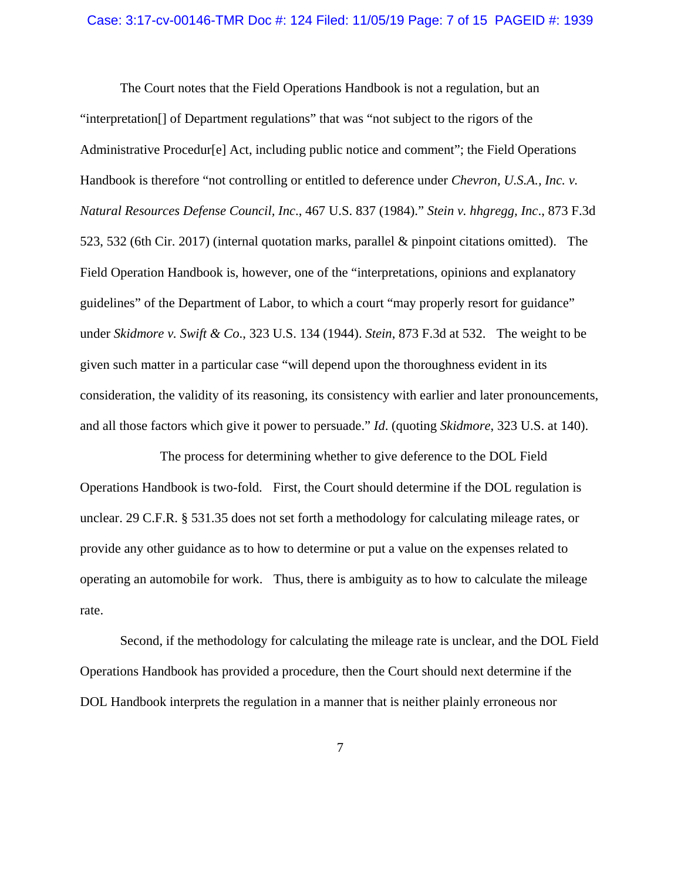The Court notes that the Field Operations Handbook is not a regulation, but an "interpretation[] of Department regulations" that was "not subject to the rigors of the Administrative Procedur[e] Act, including public notice and comment"; the Field Operations Handbook is therefore "not controlling or entitled to deference under *Chevron, U.S.A., Inc. v. Natural Resources Defense Council, Inc*., 467 U.S. 837 (1984)." *Stein v. hhgregg, Inc*., 873 F.3d 523, 532 (6th Cir. 2017) (internal quotation marks, parallel & pinpoint citations omitted). The Field Operation Handbook is, however, one of the "interpretations, opinions and explanatory guidelines" of the Department of Labor, to which a court "may properly resort for guidance" under *Skidmore v. Swift & Co*., 323 U.S. 134 (1944). *Stein*, 873 F.3d at 532. The weight to be given such matter in a particular case "will depend upon the thoroughness evident in its consideration, the validity of its reasoning, its consistency with earlier and later pronouncements, and all those factors which give it power to persuade." *Id*. (quoting *Skidmore*, 323 U.S. at 140).

The process for determining whether to give deference to the DOL Field Operations Handbook is two-fold. First, the Court should determine if the DOL regulation is unclear. 29 C.F.R. § 531.35 does not set forth a methodology for calculating mileage rates, or provide any other guidance as to how to determine or put a value on the expenses related to operating an automobile for work. Thus, there is ambiguity as to how to calculate the mileage rate.

Second, if the methodology for calculating the mileage rate is unclear, and the DOL Field Operations Handbook has provided a procedure, then the Court should next determine if the DOL Handbook interprets the regulation in a manner that is neither plainly erroneous nor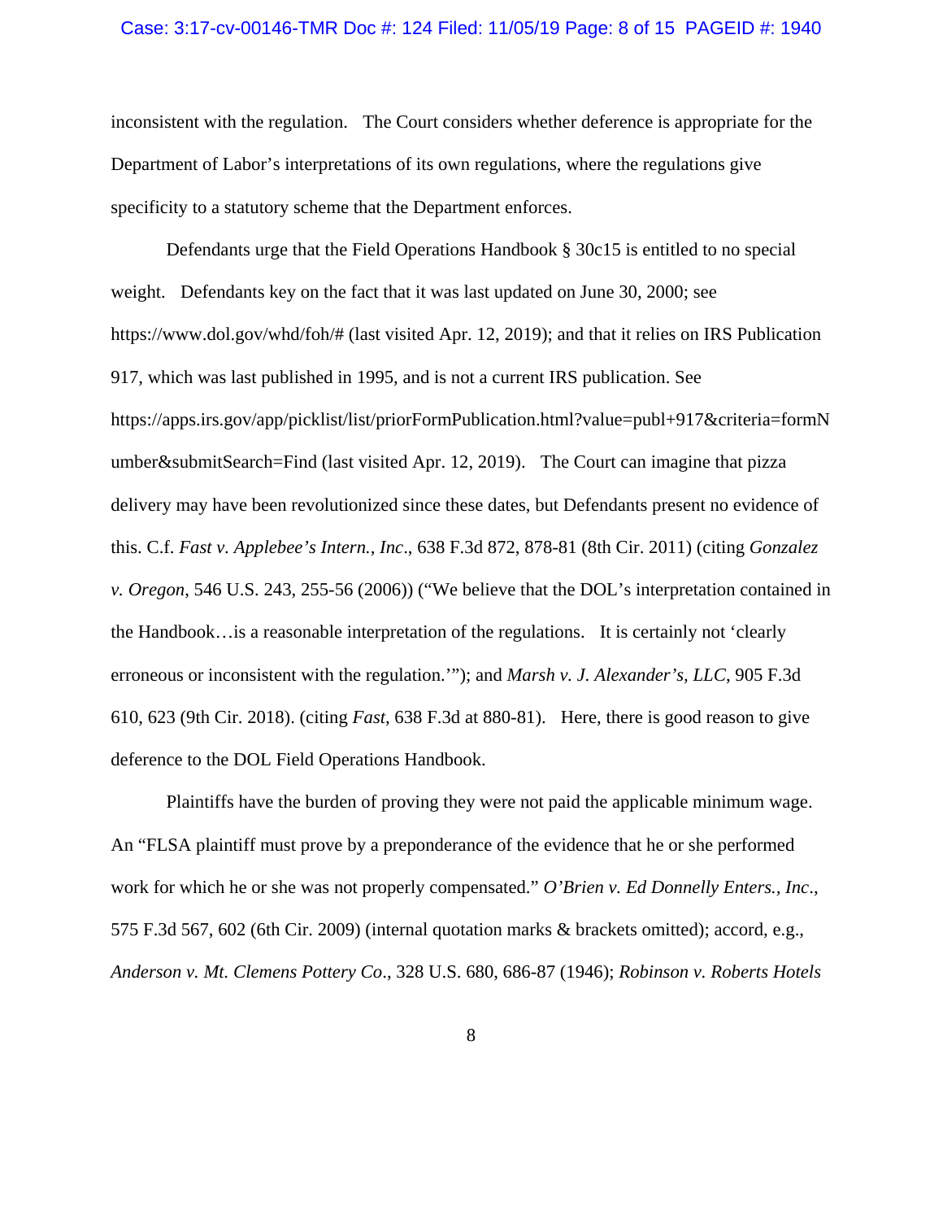inconsistent with the regulation. The Court considers whether deference is appropriate for the Department of Labor's interpretations of its own regulations, where the regulations give specificity to a statutory scheme that the Department enforces.

Defendants urge that the Field Operations Handbook § 30c15 is entitled to no special weight. Defendants key on the fact that it was last updated on June 30, 2000; see https://www.dol.gov/whd/foh/# (last visited Apr. 12, 2019); and that it relies on IRS Publication 917, which was last published in 1995, and is not a current IRS publication. See https://apps.irs.gov/app/picklist/list/priorFormPublication.html?value=publ+917&criteria=formNumber&submitSearch=Find (last visited Apr. 12, 2019). The Court can imagine that pizza delivery may have been revolutionized since these dates, but Defendants present no evidence of this. C.f. *Fast v. Applebee's Intern., Inc*., 638 F.3d 872, 878-81 (8th Cir. 2011) (citing *Gonzalez v. Oregon*, 546 U.S. 243, 255-56 (2006)) ("We believe that the DOL's interpretation contained in the Handbook…is a reasonable interpretation of the regulations. It is certainly not 'clearly erroneous or inconsistent with the regulation.'"); and *Marsh v. J. Alexander's, LLC*, 905 F.3d 610, 623 (9th Cir. 2018). (citing *Fast*, 638 F.3d at 880-81). Here, there is good reason to give deference to the DOL Field Operations Handbook.

Plaintiffs have the burden of proving they were not paid the applicable minimum wage. An "FLSA plaintiff must prove by a preponderance of the evidence that he or she performed work for which he or she was not properly compensated." *O'Brien v. Ed Donnelly Enters., Inc*., 575 F.3d 567, 602 (6th Cir. 2009) (internal quotation marks & brackets omitted); accord, e.g., *Anderson v. Mt. Clemens Pottery Co*., 328 U.S. 680, 686-87 (1946); *Robinson v. Roberts Hotels*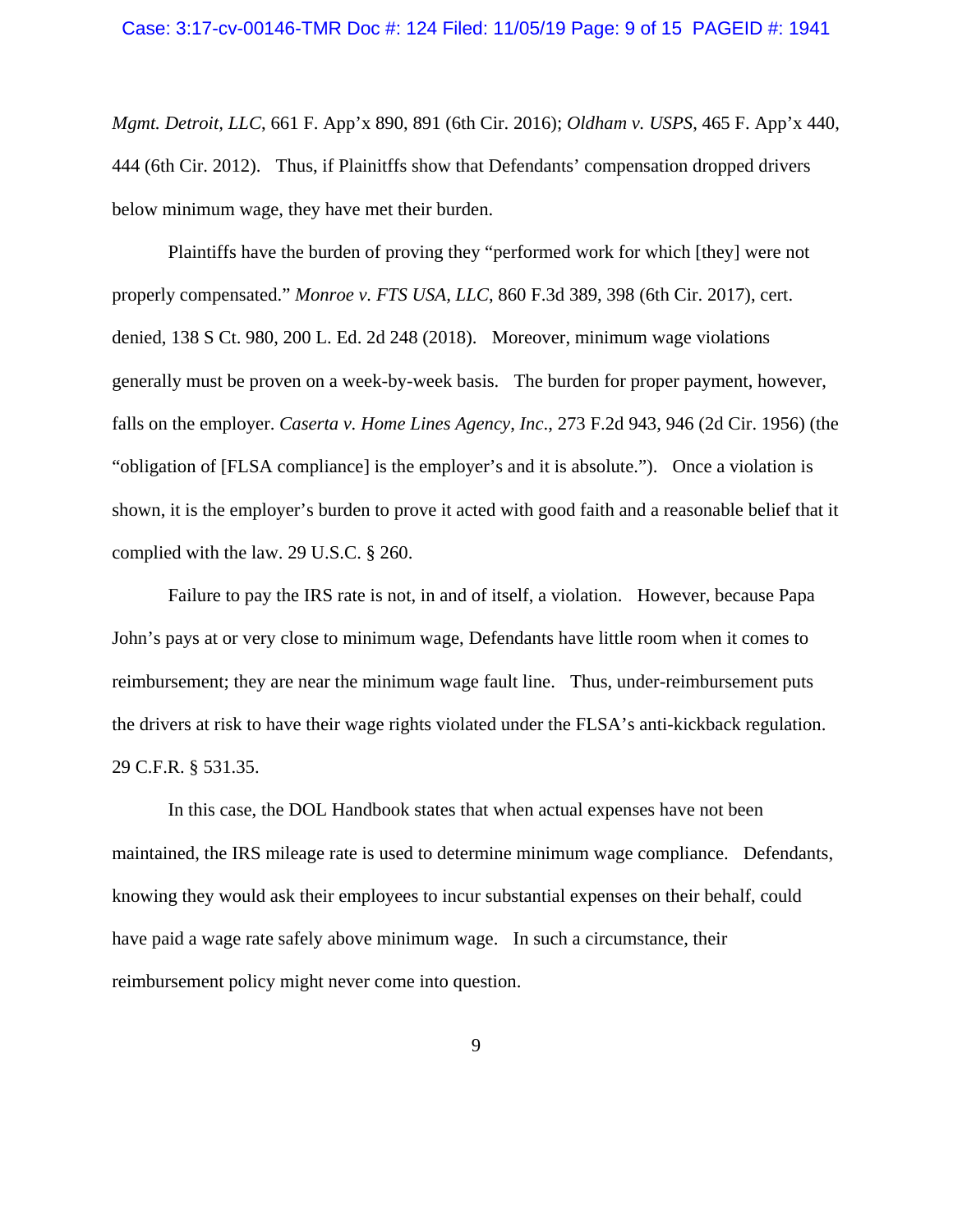*Mgmt. Detroit, LLC*, 661 F. App'x 890, 891 (6th Cir. 2016); *Oldham v. USPS*, 465 F. App'x 440, 444 (6th Cir. 2012). Thus, if Plainitffs show that Defendants' compensation dropped drivers below minimum wage, they have met their burden.

Plaintiffs have the burden of proving they "performed work for which [they] were not properly compensated." *Monroe v. FTS USA, LLC*, 860 F.3d 389, 398 (6th Cir. 2017), cert. denied, 138 S Ct. 980, 200 L. Ed. 2d 248 (2018). Moreover, minimum wage violations generally must be proven on a week-by-week basis. The burden for proper payment, however, falls on the employer. *Caserta v. Home Lines Agency, Inc.*, 273 F.2d 943, 946 (2d Cir. 1956) (the "obligation of [FLSA compliance] is the employer's and it is absolute."). Once a violation is shown, it is the employer's burden to prove it acted with good faith and a reasonable belief that it complied with the law. 29 U.S.C. § 260.

Failure to pay the IRS rate is not, in and of itself, a violation. However, because Papa John's pays at or very close to minimum wage, Defendants have little room when it comes to reimbursement; they are near the minimum wage fault line. Thus, under-reimbursement puts the drivers at risk to have their wage rights violated under the FLSA's anti-kickback regulation. 29 C.F.R. § 531.35.

In this case, the DOL Handbook states that when actual expenses have not been maintained, the IRS mileage rate is used to determine minimum wage compliance. Defendants, knowing they would ask their employees to incur substantial expenses on their behalf, could have paid a wage rate safely above minimum wage. In such a circumstance, their reimbursement policy might never come into question.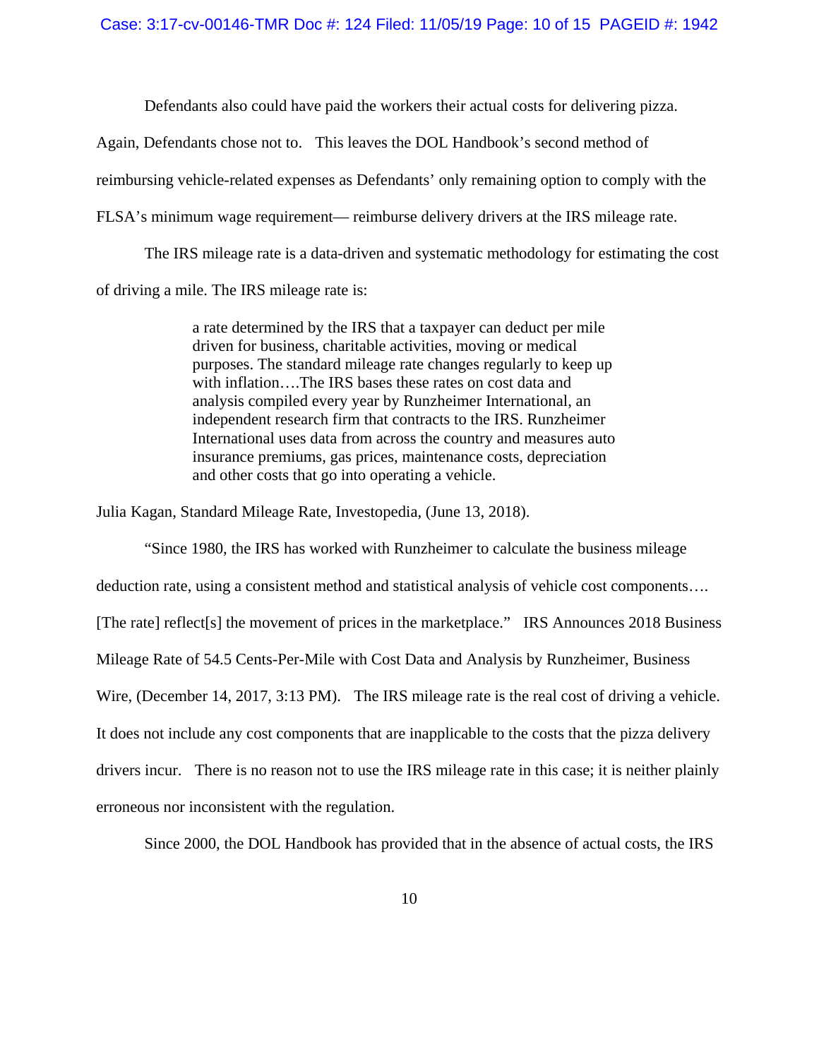Defendants also could have paid the workers their actual costs for delivering pizza. Again, Defendants chose not to. This leaves the DOL Handbook's second method of reimbursing vehicle-related expenses as Defendants' only remaining option to comply with the FLSA's minimum wage requirement— reimburse delivery drivers at the IRS mileage rate.

The IRS mileage rate is a data-driven and systematic methodology for estimating the cost of driving a mile. The IRS mileage rate is:

> a rate determined by the IRS that a taxpayer can deduct per mile driven for business, charitable activities, moving or medical purposes. The standard mileage rate changes regularly to keep up with inflation….The IRS bases these rates on cost data and analysis compiled every year by Runzheimer International, an independent research firm that contracts to the IRS. Runzheimer International uses data from across the country and measures auto insurance premiums, gas prices, maintenance costs, depreciation and other costs that go into operating a vehicle.

Julia Kagan, Standard Mileage Rate, Investopedia, (June 13, 2018).

"Since 1980, the IRS has worked with Runzheimer to calculate the business mileage deduction rate, using a consistent method and statistical analysis of vehicle cost components…. [The rate] reflect[s] the movement of prices in the marketplace." IRS Announces 2018 Business Mileage Rate of 54.5 Cents-Per-Mile with Cost Data and Analysis by Runzheimer, Business Wire, (December 14, 2017, 3:13 PM). The IRS mileage rate is the real cost of driving a vehicle. It does not include any cost components that are inapplicable to the costs that the pizza delivery drivers incur. There is no reason not to use the IRS mileage rate in this case; it is neither plainly erroneous nor inconsistent with the regulation.

Since 2000, the DOL Handbook has provided that in the absence of actual costs, the IRS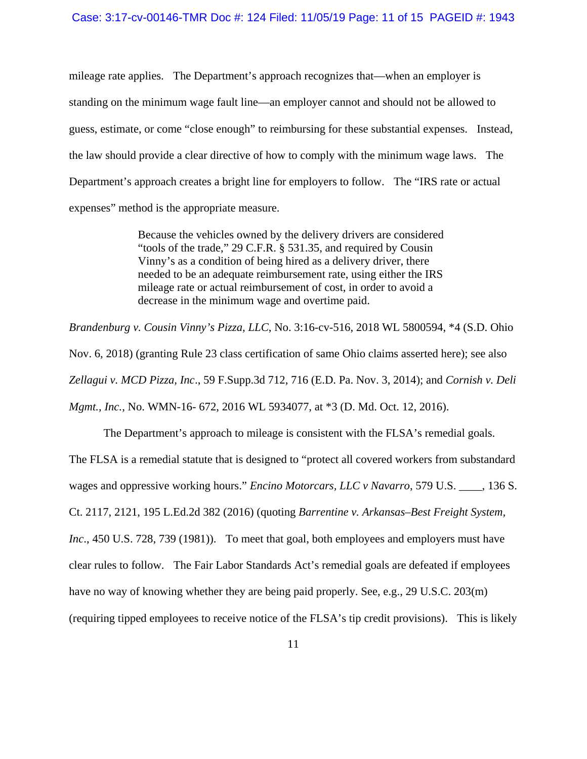mileage rate applies. The Department's approach recognizes that—when an employer is standing on the minimum wage fault line—an employer cannot and should not be allowed to guess, estimate, or come "close enough" to reimbursing for these substantial expenses. Instead, the law should provide a clear directive of how to comply with the minimum wage laws. The Department's approach creates a bright line for employers to follow. The "IRS rate or actual expenses" method is the appropriate measure.

> Because the vehicles owned by the delivery drivers are considered "tools of the trade," 29 C.F.R. § 531.35, and required by Cousin Vinny's as a condition of being hired as a delivery driver, there needed to be an adequate reimbursement rate, using either the IRS mileage rate or actual reimbursement of cost, in order to avoid a decrease in the minimum wage and overtime paid.

*Brandenburg v. Cousin Vinny's Pizza, LLC*, No. 3:16-cv-516, 2018 WL 5800594, *4 (S.D. Ohio Nov. 6, 2018) (granting Rule 23 class certification of same Ohio claims asserted here); see also *Zellagui v. MCD Pizza, Inc*., 59 F.Supp.3d 712, 716 (E.D. Pa. Nov. 3, 2014); and *Cornish v. Deli Mgmt., Inc.*, No. WMN-16- 672, 2016 WL 5934077, at *3 (D. Md. Oct. 12, 2016).

The Department's approach to mileage is consistent with the FLSA's remedial goals. The FLSA is a remedial statute that is designed to "protect all covered workers from substandard wages and oppressive working hours." *Encino Motorcars, LLC v Navarro*, 579 U.S. ____, 136 S. Ct. 2117, 2121, 195 L.Ed.2d 382 (2016) (quoting *Barrentine v. Arkansas–Best Freight System, Inc*., 450 U.S. 728, 739 (1981)). To meet that goal, both employees and employers must have clear rules to follow. The Fair Labor Standards Act's remedial goals are defeated if employees have no way of knowing whether they are being paid properly. See, e.g., 29 U.S.C. 203(m) (requiring tipped employees to receive notice of the FLSA's tip credit provisions). This is likely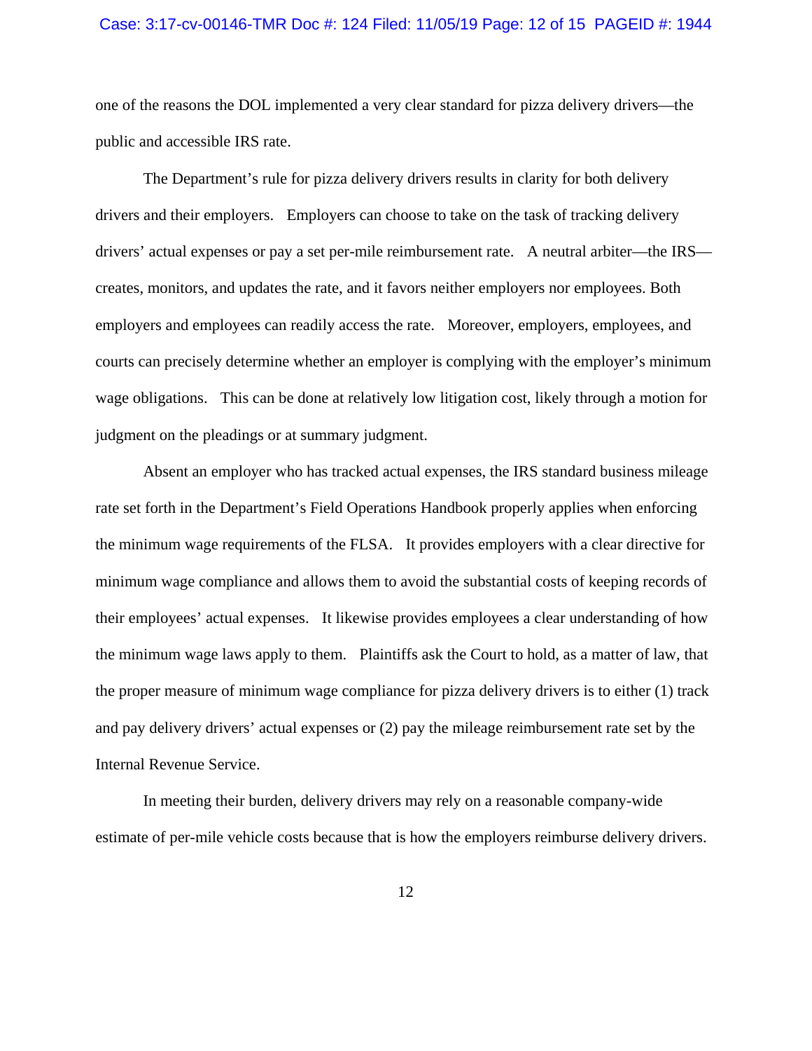one of the reasons the DOL implemented a very clear standard for pizza delivery drivers—the public and accessible IRS rate.

The Department's rule for pizza delivery drivers results in clarity for both delivery drivers and their employers. Employers can choose to take on the task of tracking delivery drivers' actual expenses or pay a set per-mile reimbursement rate. A neutral arbiter—the IRS—creates, monitors, and updates the rate, and it favors neither employers nor employees. Both employers and employees can readily access the rate. Moreover, employers, employees, and courts can precisely determine whether an employer is complying with the employer's minimum wage obligations. This can be done at relatively low litigation cost, likely through a motion for judgment on the pleadings or at summary judgment.

Absent an employer who has tracked actual expenses, the IRS standard business mileage rate set forth in the Department's Field Operations Handbook properly applies when enforcing the minimum wage requirements of the FLSA. It provides employers with a clear directive for minimum wage compliance and allows them to avoid the substantial costs of keeping records of their employees' actual expenses. It likewise provides employees a clear understanding of how the minimum wage laws apply to them. Plaintiffs ask the Court to hold, as a matter of law, that the proper measure of minimum wage compliance for pizza delivery drivers is to either (1) track and pay delivery drivers' actual expenses or (2) pay the mileage reimbursement rate set by the Internal Revenue Service.

In meeting their burden, delivery drivers may rely on a reasonable company-wide estimate of per-mile vehicle costs because that is how the employers reimburse delivery drivers.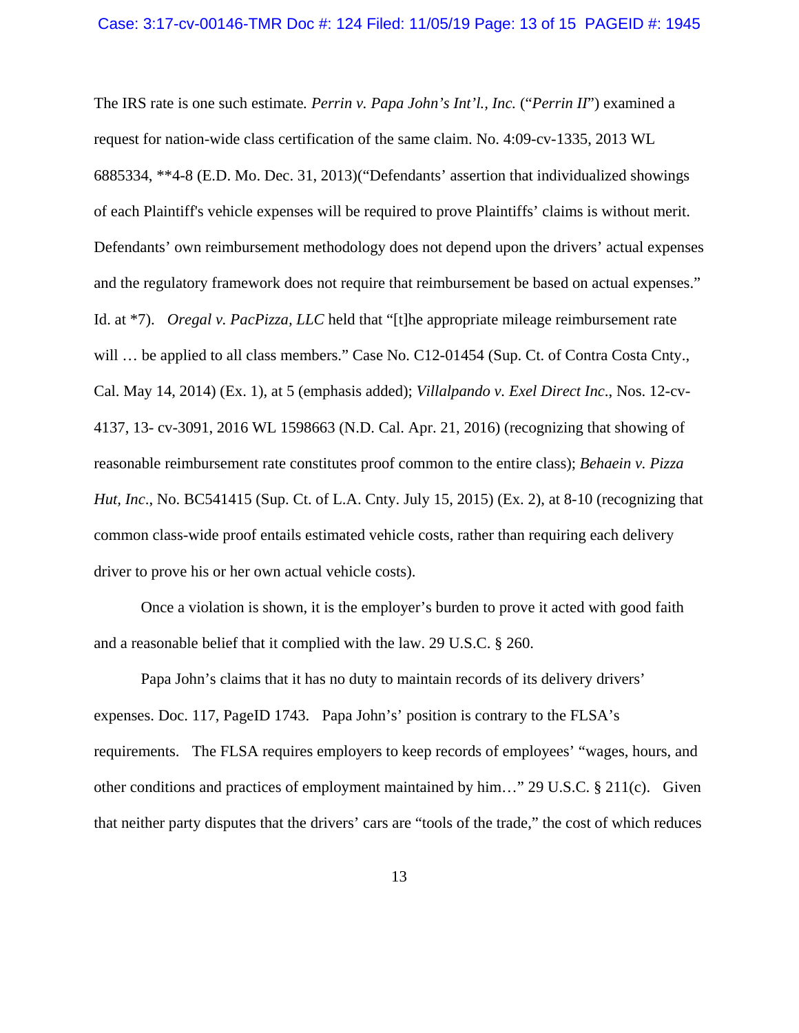The IRS rate is one such estimate. *Perrin v. Papa John's Int'l., Inc.* ("*Perrin II*") examined a request for nation-wide class certification of the same claim. No. 4:09-cv-1335, 2013 WL 6885334, **4-8 (E.D. Mo. Dec. 31, 2013)("Defendants' assertion that individualized showings of each Plaintiff's vehicle expenses will be required to prove Plaintiffs' claims is without merit. Defendants' own reimbursement methodology does not depend upon the drivers' actual expenses and the regulatory framework does not require that reimbursement be based on actual expenses." Id. at *7). *Oregal v. PacPizza, LLC* held that "[t]he appropriate mileage reimbursement rate will … be applied to all class members." Case No. C12-01454 (Sup. Ct. of Contra Costa Cnty., Cal. May 14, 2014) (Ex. 1), at 5 (emphasis added); *Villalpando v. Exel Direct Inc*., Nos. 12-cv-4137, 13- cv-3091, 2016 WL 1598663 (N.D. Cal. Apr. 21, 2016) (recognizing that showing of reasonable reimbursement rate constitutes proof common to the entire class); *Behaein v. Pizza Hut, Inc*., No. BC541415 (Sup. Ct. of L.A. Cnty. July 15, 2015) (Ex. 2), at 8-10 (recognizing that common class-wide proof entails estimated vehicle costs, rather than requiring each delivery driver to prove his or her own actual vehicle costs).

Once a violation is shown, it is the employer's burden to prove it acted with good faith and a reasonable belief that it complied with the law. 29 U.S.C. § 260.

Papa John's claims that it has no duty to maintain records of its delivery drivers' expenses. Doc. 117, PageID 1743. Papa John's' position is contrary to the FLSA's requirements. The FLSA requires employers to keep records of employees' "wages, hours, and other conditions and practices of employment maintained by him…" 29 U.S.C. § 211(c). Given that neither party disputes that the drivers' cars are "tools of the trade," the cost of which reduces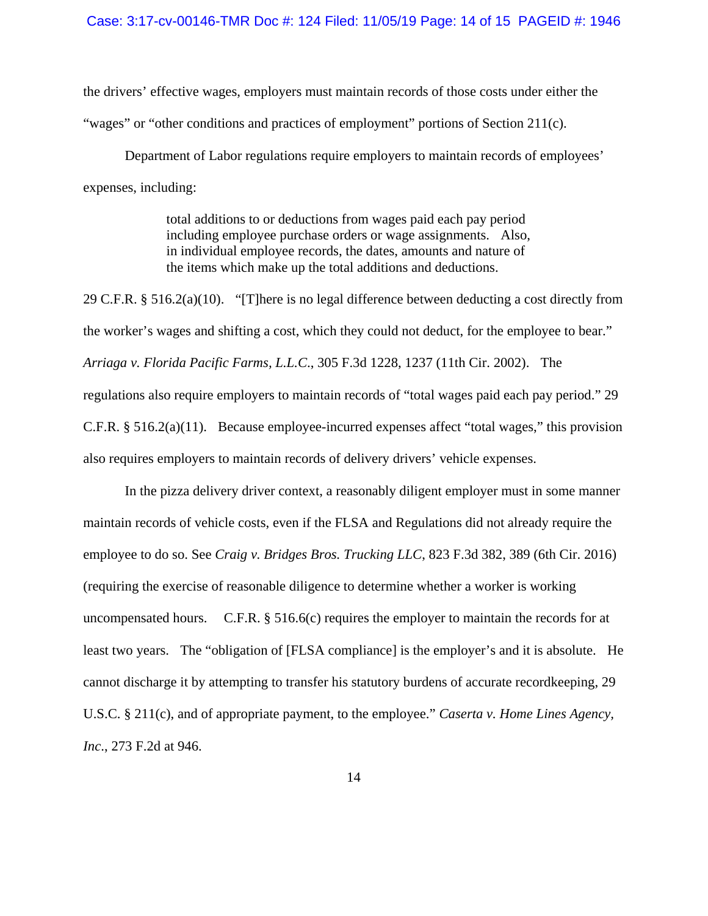the drivers' effective wages, employers must maintain records of those costs under either the "wages" or "other conditions and practices of employment" portions of Section 211(c).

Department of Labor regulations require employers to maintain records of employees' expenses, including:

> total additions to or deductions from wages paid each pay period including employee purchase orders or wage assignments. Also, in individual employee records, the dates, amounts and nature of the items which make up the total additions and deductions.

29 C.F.R. § 516.2(a)(10). "[T]here is no legal difference between deducting a cost directly from the worker's wages and shifting a cost, which they could not deduct, for the employee to bear." *Arriaga v. Florida Pacific Farms, L.L.C.*, 305 F.3d 1228, 1237 (11th Cir. 2002). The regulations also require employers to maintain records of "total wages paid each pay period." 29 C.F.R. § 516.2(a)(11). Because employee-incurred expenses affect "total wages," this provision also requires employers to maintain records of delivery drivers' vehicle expenses.

In the pizza delivery driver context, a reasonably diligent employer must in some manner maintain records of vehicle costs, even if the FLSA and Regulations did not already require the employee to do so. See *Craig v. Bridges Bros. Trucking LLC*, 823 F.3d 382, 389 (6th Cir. 2016) (requiring the exercise of reasonable diligence to determine whether a worker is working uncompensated hours. C.F.R. § 516.6(c) requires the employer to maintain the records for at least two years. The "obligation of [FLSA compliance] is the employer's and it is absolute. He cannot discharge it by attempting to transfer his statutory burdens of accurate recordkeeping, 29 U.S.C. § 211(c), and of appropriate payment, to the employee." *Caserta v. Home Lines Agency, Inc*., 273 F.2d at 946.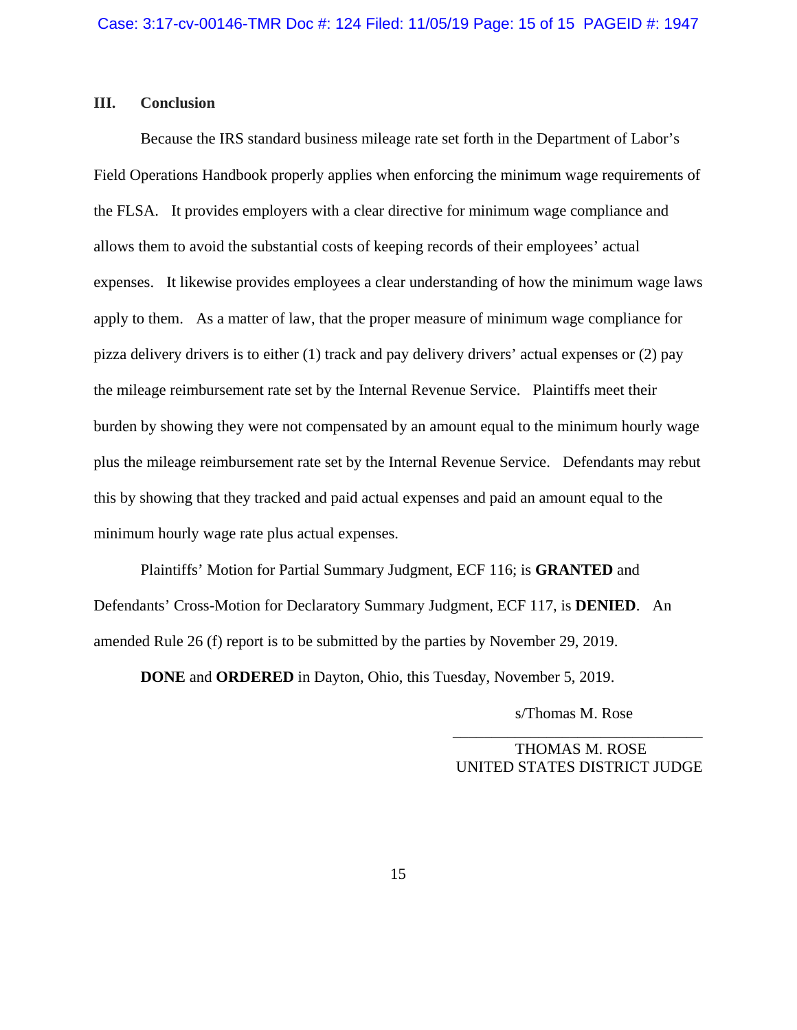### III. Conclusion

Because the IRS standard business mileage rate set forth in the Department of Labor's Field Operations Handbook properly applies when enforcing the minimum wage requirements of the FLSA. It provides employers with a clear directive for minimum wage compliance and allows them to avoid the substantial costs of keeping records of their employees' actual expenses. It likewise provides employees a clear understanding of how the minimum wage laws apply to them. As a matter of law, that the proper measure of minimum wage compliance for pizza delivery drivers is to either (1) track and pay delivery drivers' actual expenses or (2) pay the mileage reimbursement rate set by the Internal Revenue Service. Plaintiffs meet their burden by showing they were not compensated by an amount equal to the minimum hourly wage plus the mileage reimbursement rate set by the Internal Revenue Service. Defendants may rebut this by showing that they tracked and paid actual expenses and paid an amount equal to the minimum hourly wage rate plus actual expenses.

Plaintiffs' Motion for Partial Summary Judgment, ECF 116; is **GRANTED** and Defendants' Cross-Motion for Declaratory Summary Judgment, ECF 117, is **DENIED**. An amended Rule 26 (f) report is to be submitted by the parties by November 29, 2019.

**DONE** and **ORDERED** in Dayton, Ohio, this Tuesday, November 5, 2019.

s/Thomas M. Rose

THOMAS M. ROSE
UNITED STATES DISTRICT JUDGE